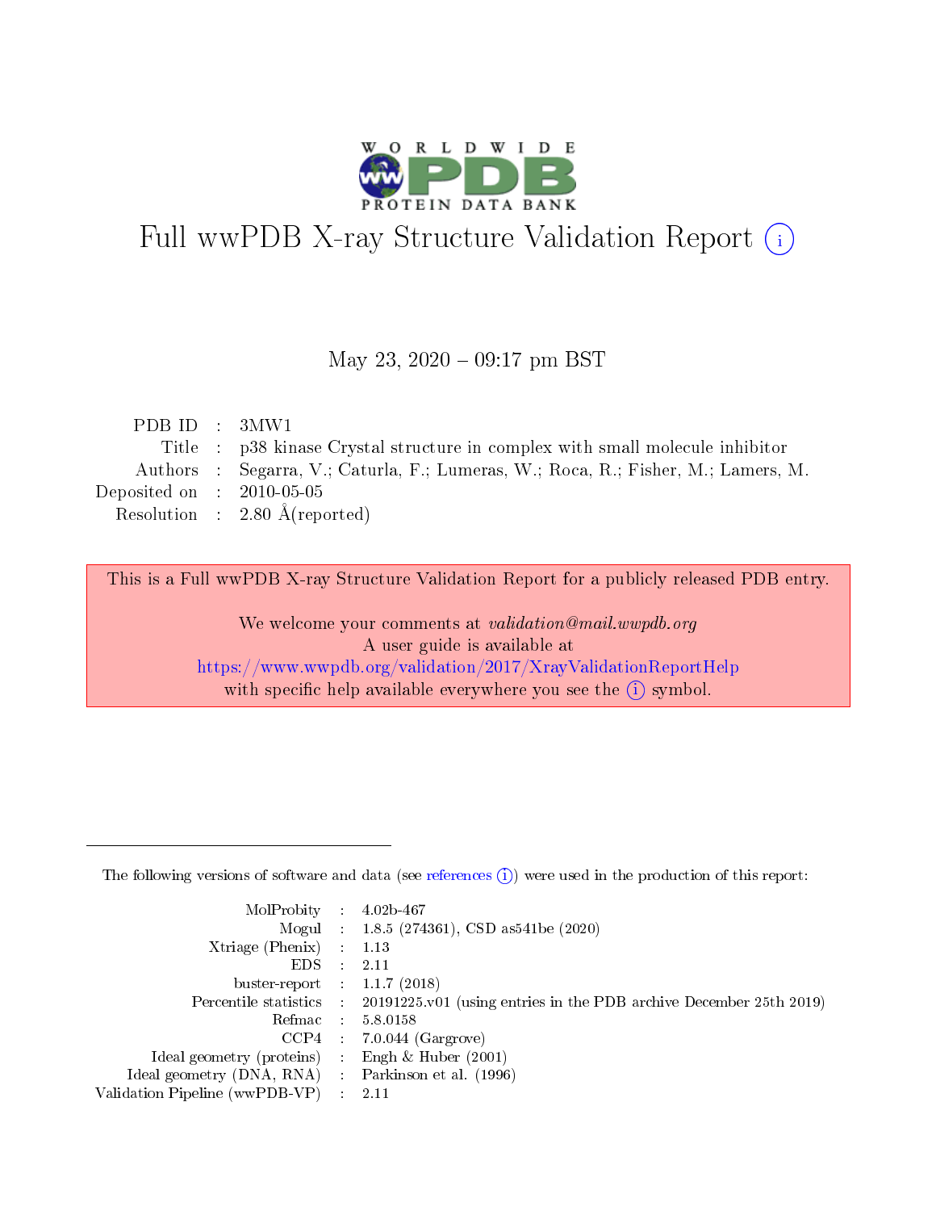# Full wwPDB X-ray Structure Validation Report (i)

May 23, 2020 – 09:17 pm BST

| | | |
|---|---|---|
| PDB ID | : | 3MW1 |
| Title | : | p38 kinase Crystal structure in complex with small molecule inhibitor |
| Authors | : | Segarra, V.; Caturla, F.; Lumeras, W.; Roca, R.; Fisher, M.; Lamers, M. |
| Deposited on | : | 2010-05-05 |
| Resolution | : | 2.80 Å(reported) |

This is a Full wwPDB X-ray Structure Validation Report for a publicly released PDB entry.

We welcome your comments at *validation@mail.wwpdb.org*
A user guide is available at
https://www.wwpdb.org/validation/2017/XrayValidationReportHelp
with specific help available everywhere you see the (i) symbol.

The following versions of software and data (see references (i)) were used in the production of this report:

| | | |
|---|---|---|
| MolProbity | : | 4.02b-467 |
| Mogul | : | 1.8.5 (274361), CSD as541be (2020) |
| Xtriage (Phenix) | : | 1.13 |
| EDS | : | 2.11 |
| buster-report | : | 1.1.7 (2018) |
| Percentile statistics | : | 20191225.v01 (using entries in the PDB archive December 25th 2019) |
| Refmac | : | 5.8.0158 |
| CCP4 | : | 7.0.044 (Gargrove) |
| Ideal geometry (proteins) | : | Engh & Huber (2001) |
| Ideal geometry (DNA, RNA) | : | Parkinson et al. (1996) |
| Validation Pipeline (wwPDB-VP) | : | 2.11 |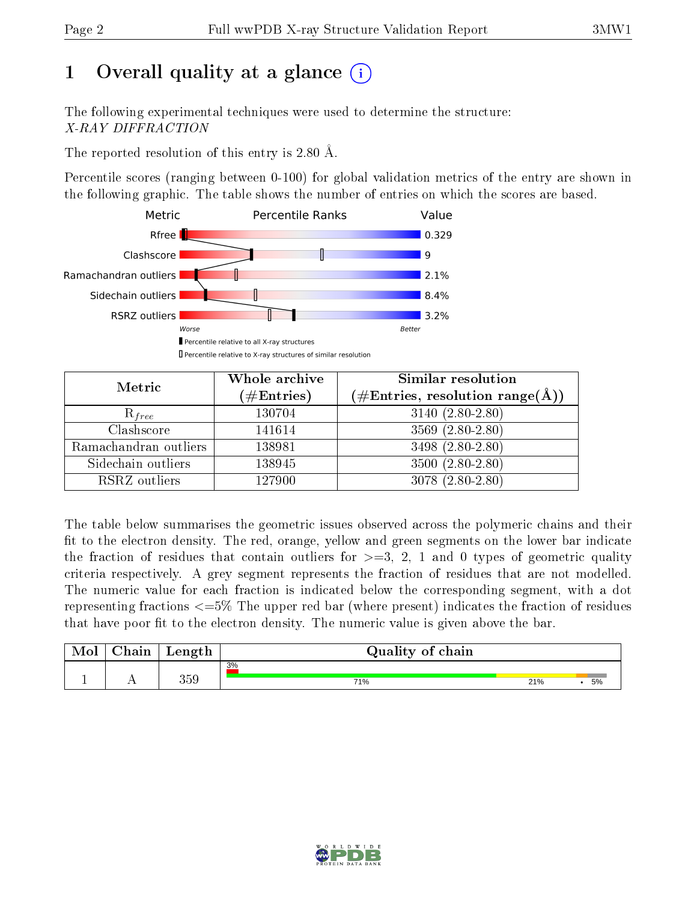# 1 Overall quality at a glance

The following experimental techniques were used to determine the structure:
*X-RAY DIFFRACTION*

The reported resolution of this entry is 2.80 Å.

Percentile scores (ranging between 0-100) for global validation metrics of the entry are shown in the following graphic. The table shows the number of entries on which the scores are based.

| Metric | Value |
|---|---|
| Rfree | 0.329 |
| Clashscore | 9 |
| Ramachandran outliers | 2.1% |
| Sidechain outliers | 8.4% |
| RSRZ outliers | 3.2% |

Worse — Better

Percentile relative to all X-ray structures

Percentile relative to X-ray structures of similar resolution

| Metric | Whole archive (#Entries) | Similar resolution (#Entries, resolution range(Å)) |
|---|---|---|
| $R_{free}$ | 130704 | 3140 (2.80-2.80) |
| Clashscore | 141614 | 3569 (2.80-2.80) |
| Ramachandran outliers | 138981 | 3498 (2.80-2.80) |
| Sidechain outliers | 138945 | 3500 (2.80-2.80) |
| RSRZ outliers | 127900 | 3078 (2.80-2.80) |

The table below summarises the geometric issues observed across the polymeric chains and their fit to the electron density. The red, orange, yellow and green segments on the lower bar indicate the fraction of residues that contain outliers for >=3, 2, 1 and 0 types of geometric quality criteria respectively. A grey segment represents the fraction of residues that are not modelled. The numeric value for each fraction is indicated below the corresponding segment, with a dot representing fractions <=5% The upper red bar (where present) indicates the fraction of residues that have poor fit to the electron density. The numeric value is given above the bar.

| Mol | Chain | Length | Quality of chain |
|---|---|---|---|
| 1 | A | 359 | 3% / 71% / 21% / • / 5% |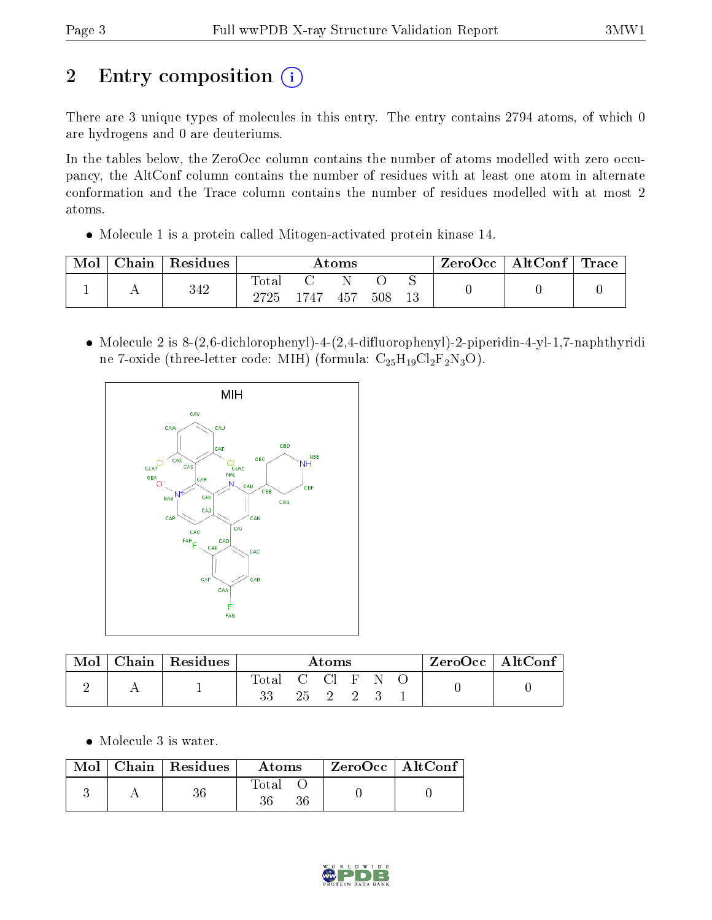# 2 Entry composition

There are 3 unique types of molecules in this entry. The entry contains 2794 atoms, of which 0 are hydrogens and 0 are deuteriums.

In the tables below, the ZeroOcc column contains the number of atoms modelled with zero occupancy, the AltConf column contains the number of residues with at least one atom in alternate conformation and the Trace column contains the number of residues modelled with at most 2 atoms.

- Molecule 1 is a protein called Mitogen-activated protein kinase 14.

| Mol | Chain | Residues | Atoms | | | | | ZeroOcc | AltConf | Trace |
|---|---|---|---|---|---|---|---|---|---|---|
| 1 | A | 342 | Total 2725 | C 1747 | N 457 | O 508 | S 13 | 0 | 0 | 0 |

- Molecule 2 is 8-(2,6-dichlorophenyl)-4-(2,4-difluorophenyl)-2-piperidin-4-yl-1,7-naphthyridine 7-oxide (three-letter code: MIH) (formula: $C_{25}H_{19}Cl_{2}F_{2}N_{3}O$).

| Mol | Chain | Residues | Atoms | | | | | | ZeroOcc | AltConf |
|---|---|---|---|---|---|---|---|---|---|---|
| 2 | A | 1 | Total 33 | C 25 | Cl 2 | F 2 | N 3 | O 1 | 0 | 0 |

- Molecule 3 is water.

| Mol | Chain | Residues | Atoms | | ZeroOcc | AltConf |
|---|---|---|---|---|---|---|
| 3 | A | 36 | Total 36 | O 36 | 0 | 0 |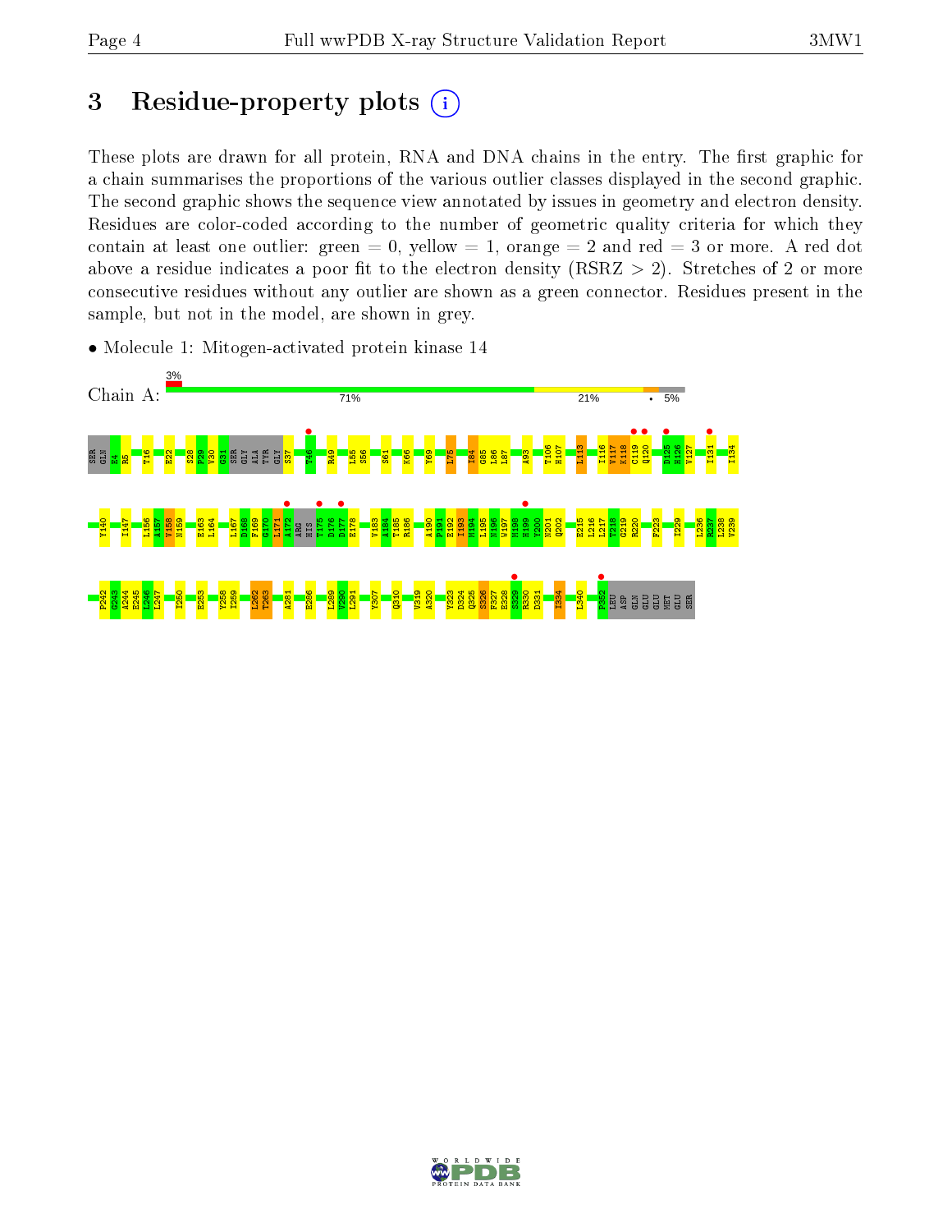# 3 Residue-property plots

These plots are drawn for all protein, RNA and DNA chains in the entry. The first graphic for a chain summarises the proportions of the various outlier classes displayed in the second graphic. The second graphic shows the sequence view annotated by issues in geometry and electron density. Residues are color-coded according to the number of geometric quality criteria for which they contain at least one outlier: green = 0, yellow = 1, orange = 2 and red = 3 or more. A red dot above a residue indicates a poor fit to the electron density (RSRZ > 2). Stretches of 2 or more consecutive residues without any outlier are shown as a green connector. Residues present in the sample, but not in the model, are shown in grey.

- Molecule 1: Mitogen-activated protein kinase 14

Chain A: 3% | 71% | 21% | • | 5%

SER GLN E4 R5 T16 E22 S28 P29 V30 G31 SER GLY ALA TYR GLY S37 T46 R49 L55 S56 S61 K66 Y69 L75 I84 G85 L86 L87 A93 T106 H107 L113 I116 V117 K118 C119 Q120 D125 H126 V127 I131 I134

Y140 I147 L156 A157 V158 N159 E163 L164 L167 D168 F169 G170 L171 A172 ARG HIS T175 D176 D177 E178 V183 A184 T185 R186 A190 P191 E192 I193 M194 L195 N196 W197 M198 H199 Y200 N201 Q202 E215 L216 L217 T218 G219 R220 F223 I229 L236 R237 L238 V239

P242 G243 A244 E245 L246 L247 I250 E253 Y258 I259 L262 T263 A281 E286 L289 V290 L291 Y307 Q310 V319 A320 Y323 D324 Q325 S326 F327 E328 S329 R330 D331 I334 L340 F352 LEU ASP GLN GLU GLU MET GLU SER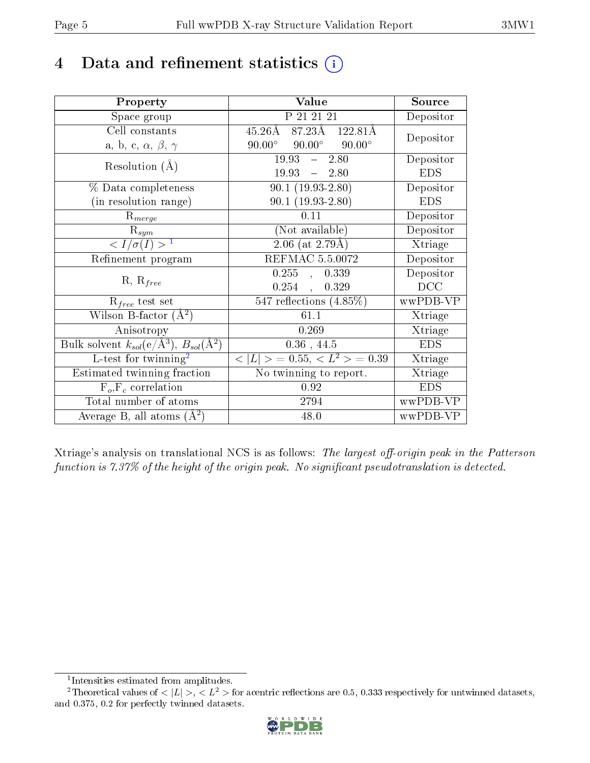# 4 Data and refinement statistics (i)

| Property | Value | Source |
|---|---|---|
| Space group | P 21 21 21 | Depositor |
| Cell constants<br>a, b, c, $\alpha$, $\beta$, $\gamma$ | 45.26Å 87.23Å 122.81Å<br>90.00° 90.00° 90.00° | Depositor |
| Resolution (Å) | 19.93 – 2.80<br>19.93 – 2.80 | Depositor<br>EDS |
| % Data completeness<br>(in resolution range) | 90.1 (19.93-2.80)<br>90.1 (19.93-2.80) | Depositor<br>EDS |
| $R_{merge}$ | 0.11 | Depositor |
| $R_{sym}$ | (Not available) | Depositor |
| $< I/\sigma(I) >$ [1] | 2.06 (at 2.79Å) | Xtriage |
| Refinement program | REFMAC 5.5.0072 | Depositor |
| R, $R_{free}$ | 0.255 , 0.339<br>0.254 , 0.329 | Depositor<br>DCC |
| $R_{free}$ test set | 547 reflections (4.85%) | wwPDB-VP |
| Wilson B-factor (Å$^2$) | 61.1 | Xtriage |
| Anisotropy | 0.269 | Xtriage |
| Bulk solvent $k_{sol}$(e/Å$^3$), $B_{sol}$(Å$^2$) | 0.36 , 44.5 | EDS |
| L-test for twinning[2] | $< \|L\| >$ = 0.55, $< L^2 >$ = 0.39 | Xtriage |
| Estimated twinning fraction | No twinning to report. | Xtriage |
| $F_o$,$F_c$ correlation | 0.92 | EDS |
| Total number of atoms | 2794 | wwPDB-VP |
| Average B, all atoms (Å$^2$) | 48.0 | wwPDB-VP |

Xtriage's analysis on translational NCS is as follows: *The largest off-origin peak in the Patterson function is 7.37% of the height of the origin peak. No significant pseudotranslation is detected.*

[1] Intensities estimated from amplitudes.

[2] Theoretical values of $< |L| >$, $< L^2 >$ for acentric reflections are 0.5, 0.333 respectively for untwinned datasets, and 0.375, 0.2 for perfectly twinned datasets.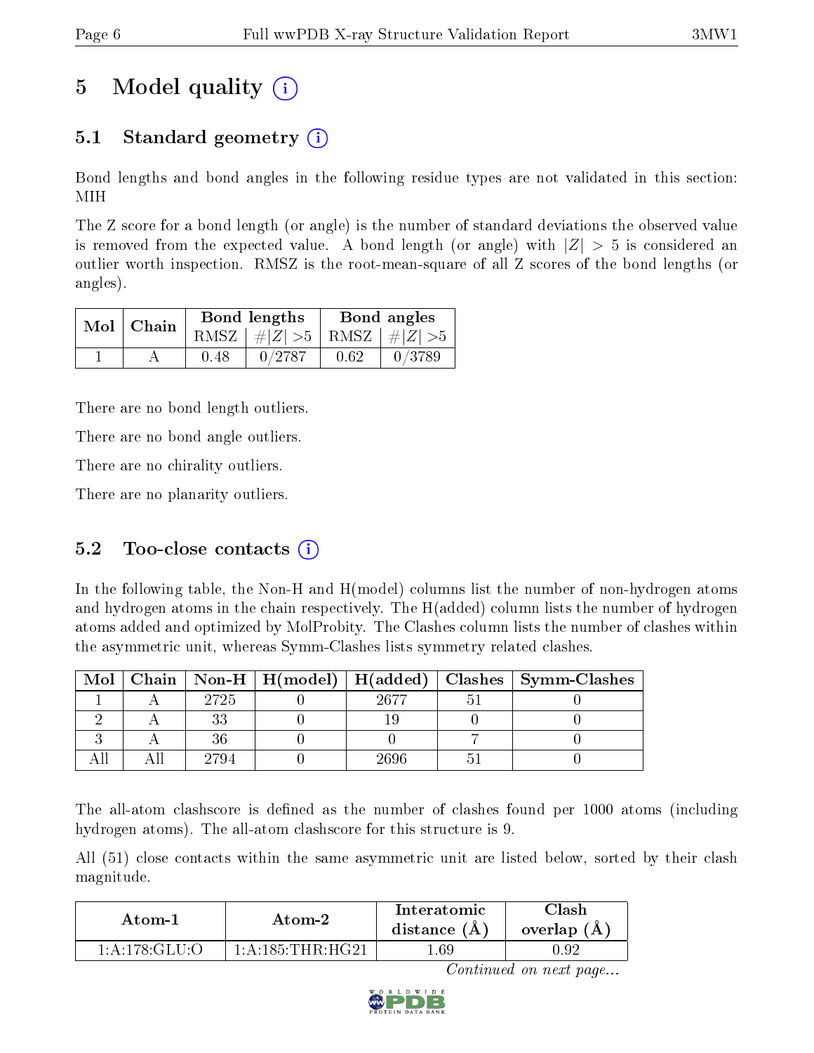# 5 Model quality

## 5.1 Standard geometry

Bond lengths and bond angles in the following residue types are not validated in this section: MIH

The Z score for a bond length (or angle) is the number of standard deviations the observed value is removed from the expected value. A bond length (or angle) with $|Z| > 5$ is considered an outlier worth inspection. RMSZ is the root-mean-square of all Z scores of the bond lengths (or angles).

| Mol | Chain | Bond lengths | | Bond angles | |
|---|---|---|---|---|---|
| | | RMSZ | $\#|Z| > 5$ | RMSZ | $\#|Z| > 5$ |
| 1 | A | 0.48 | 0/2787 | 0.62 | 0/3789 |

There are no bond length outliers.

There are no bond angle outliers.

There are no chirality outliers.

There are no planarity outliers.

## 5.2 Too-close contacts

In the following table, the Non-H and H(model) columns list the number of non-hydrogen atoms and hydrogen atoms in the chain respectively. The H(added) column lists the number of hydrogen atoms added and optimized by MolProbity. The Clashes column lists the number of clashes within the asymmetric unit, whereas Symm-Clashes lists symmetry related clashes.

| Mol | Chain | Non-H | H(model) | H(added) | Clashes | Symm-Clashes |
|---|---|---|---|---|---|---|
| 1 | A | 2725 | 0 | 2677 | 51 | 0 |
| 2 | A | 33 | 0 | 19 | 0 | 0 |
| 3 | A | 36 | 0 | 0 | 7 | 0 |
| All | All | 2794 | 0 | 2696 | 51 | 0 |

The all-atom clashscore is defined as the number of clashes found per 1000 atoms (including hydrogen atoms). The all-atom clashscore for this structure is 9.

All (51) close contacts within the same asymmetric unit are listed below, sorted by their clash magnitude.

| Atom-1 | Atom-2 | Interatomic distance (Å) | Clash overlap (Å) |
|---|---|---|---|
| 1:A:178:GLU:O | 1:A:185:THR:HG21 | 1.69 | 0.92 |

*Continued on next page...*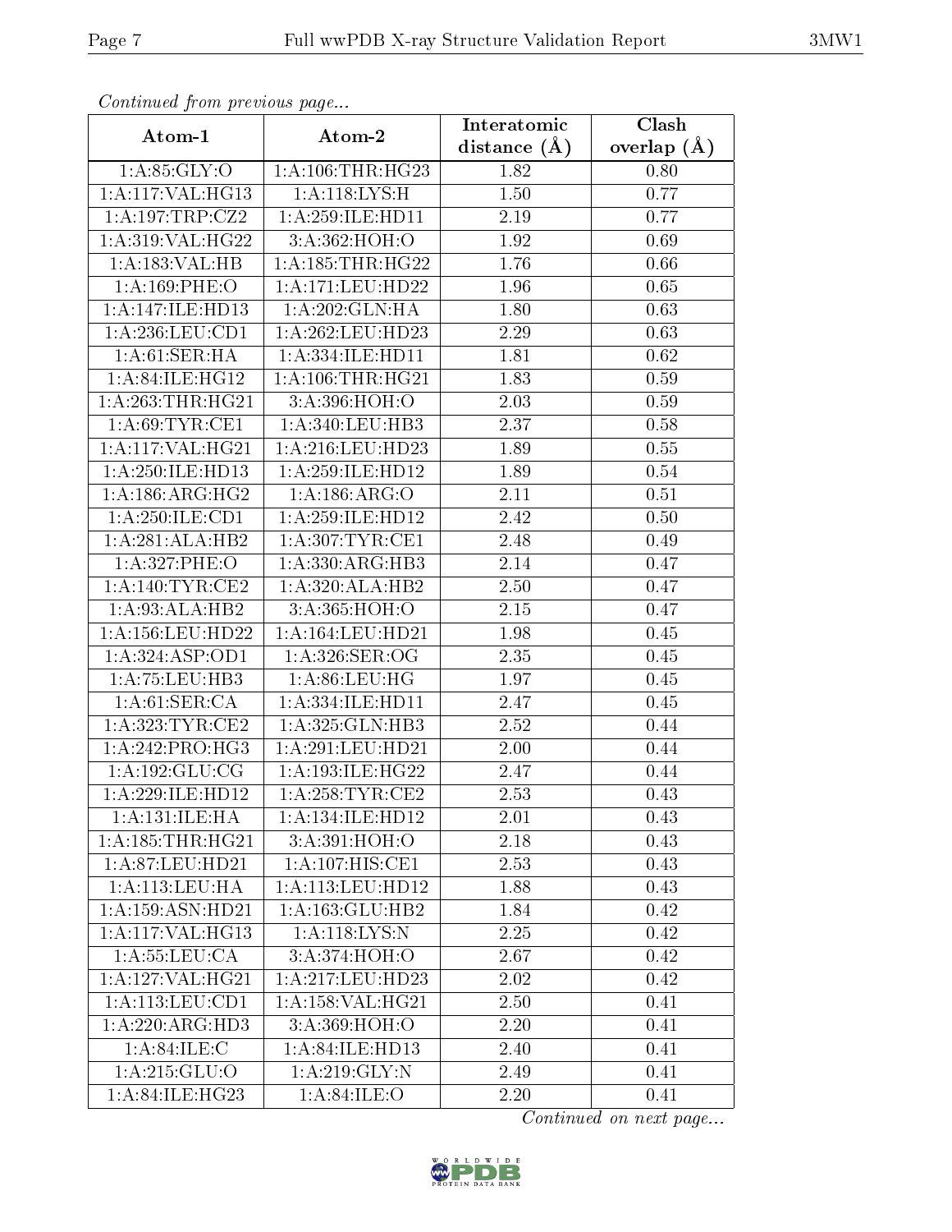*Continued from previous page...*

| Atom-1 | Atom-2 | Interatomic distance (Å) | Clash overlap (Å) |
| --- | --- | --- | --- |
| 1:A:85:GLY:O | 1:A:106:THR:HG23 | 1.82 | 0.80 |
| 1:A:117:VAL:HG13 | 1:A:118:LYS:H | 1.50 | 0.77 |
| 1:A:197:TRP:CZ2 | 1:A:259:ILE:HD11 | 2.19 | 0.77 |
| 1:A:319:VAL:HG22 | 3:A:362:HOH:O | 1.92 | 0.69 |
| 1:A:183:VAL:HB | 1:A:185:THR:HG22 | 1.76 | 0.66 |
| 1:A:169:PHE:O | 1:A:171:LEU:HD22 | 1.96 | 0.65 |
| 1:A:147:ILE:HD13 | 1:A:202:GLN:HA | 1.80 | 0.63 |
| 1:A:236:LEU:CD1 | 1:A:262:LEU:HD23 | 2.29 | 0.63 |
| 1:A:61:SER:HA | 1:A:334:ILE:HD11 | 1.81 | 0.62 |
| 1:A:84:ILE:HG12 | 1:A:106:THR:HG21 | 1.83 | 0.59 |
| 1:A:263:THR:HG21 | 3:A:396:HOH:O | 2.03 | 0.59 |
| 1:A:69:TYR:CE1 | 1:A:340:LEU:HB3 | 2.37 | 0.58 |
| 1:A:117:VAL:HG21 | 1:A:216:LEU:HD23 | 1.89 | 0.55 |
| 1:A:250:ILE:HD13 | 1:A:259:ILE:HD12 | 1.89 | 0.54 |
| 1:A:186:ARG:HG2 | 1:A:186:ARG:O | 2.11 | 0.51 |
| 1:A:250:ILE:CD1 | 1:A:259:ILE:HD12 | 2.42 | 0.50 |
| 1:A:281:ALA:HB2 | 1:A:307:TYR:CE1 | 2.48 | 0.49 |
| 1:A:327:PHE:O | 1:A:330:ARG:HB3 | 2.14 | 0.47 |
| 1:A:140:TYR:CE2 | 1:A:320:ALA:HB2 | 2.50 | 0.47 |
| 1:A:93:ALA:HB2 | 3:A:365:HOH:O | 2.15 | 0.47 |
| 1:A:156:LEU:HD22 | 1:A:164:LEU:HD21 | 1.98 | 0.45 |
| 1:A:324:ASP:OD1 | 1:A:326:SER:OG | 2.35 | 0.45 |
| 1:A:75:LEU:HB3 | 1:A:86:LEU:HG | 1.97 | 0.45 |
| 1:A:61:SER:CA | 1:A:334:ILE:HD11 | 2.47 | 0.45 |
| 1:A:323:TYR:CE2 | 1:A:325:GLN:HB3 | 2.52 | 0.44 |
| 1:A:242:PRO:HG3 | 1:A:291:LEU:HD21 | 2.00 | 0.44 |
| 1:A:192:GLU:CG | 1:A:193:ILE:HG22 | 2.47 | 0.44 |
| 1:A:229:ILE:HD12 | 1:A:258:TYR:CE2 | 2.53 | 0.43 |
| 1:A:131:ILE:HA | 1:A:134:ILE:HD12 | 2.01 | 0.43 |
| 1:A:185:THR:HG21 | 3:A:391:HOH:O | 2.18 | 0.43 |
| 1:A:87:LEU:HD21 | 1:A:107:HIS:CE1 | 2.53 | 0.43 |
| 1:A:113:LEU:HA | 1:A:113:LEU:HD12 | 1.88 | 0.43 |
| 1:A:159:ASN:HD21 | 1:A:163:GLU:HB2 | 1.84 | 0.42 |
| 1:A:117:VAL:HG13 | 1:A:118:LYS:N | 2.25 | 0.42 |
| 1:A:55:LEU:CA | 3:A:374:HOH:O | 2.67 | 0.42 |
| 1:A:127:VAL:HG21 | 1:A:217:LEU:HD23 | 2.02 | 0.42 |
| 1:A:113:LEU:CD1 | 1:A:158:VAL:HG21 | 2.50 | 0.41 |
| 1:A:220:ARG:HD3 | 3:A:369:HOH:O | 2.20 | 0.41 |
| 1:A:84:ILE:C | 1:A:84:ILE:HD13 | 2.40 | 0.41 |
| 1:A:215:GLU:O | 1:A:219:GLY:N | 2.49 | 0.41 |
| 1:A:84:ILE:HG23 | 1:A:84:ILE:O | 2.20 | 0.41 |

*Continued on next page...*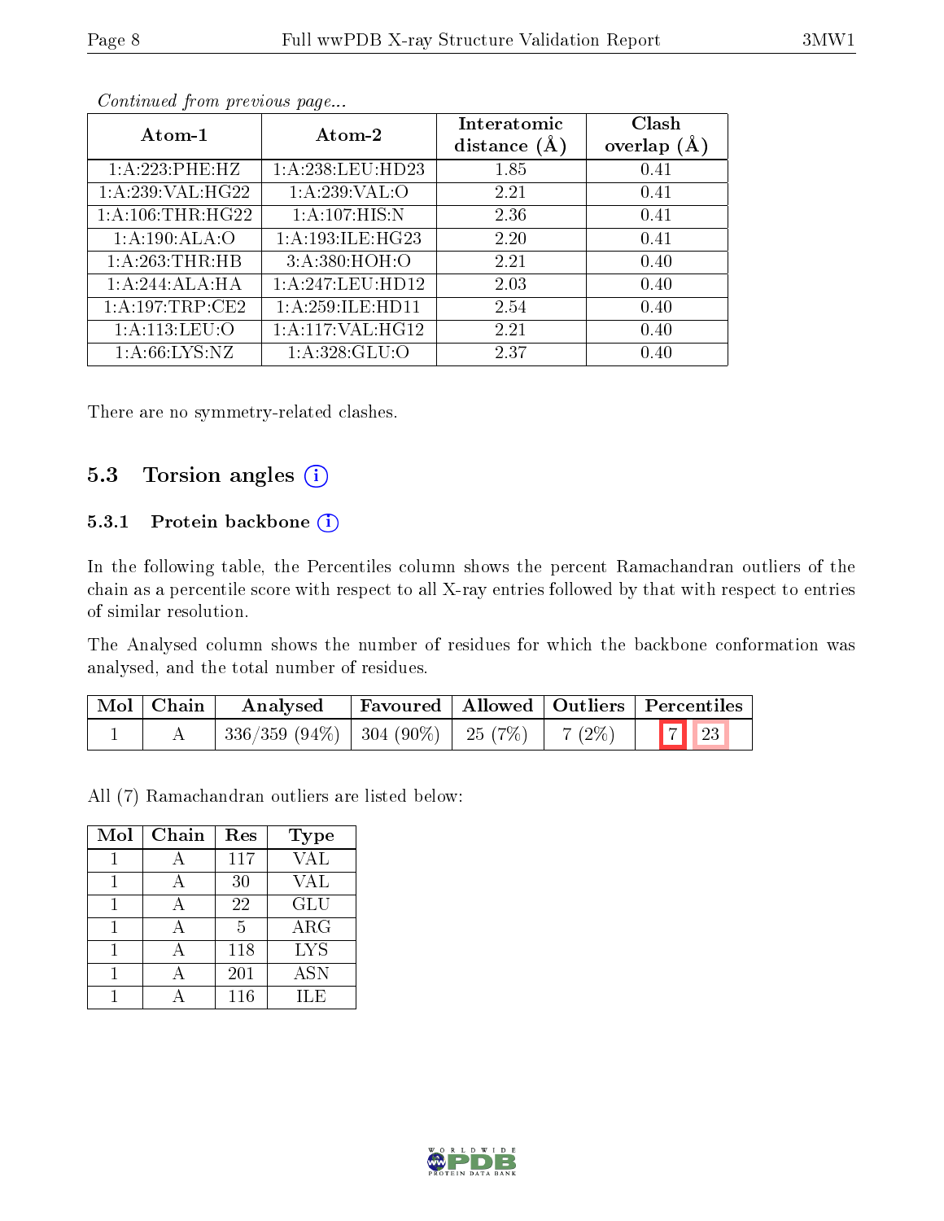*Continued from previous page...*

| Atom-1 | Atom-2 | Interatomic distance (Å) | Clash overlap (Å) |
|---|---|---|---|
| 1:A:223:PHE:HZ | 1:A:238:LEU:HD23 | 1.85 | 0.41 |
| 1:A:239:VAL:HG22 | 1:A:239:VAL:O | 2.21 | 0.41 |
| 1:A:106:THR:HG22 | 1:A:107:HIS:N | 2.36 | 0.41 |
| 1:A:190:ALA:O | 1:A:193:ILE:HG23 | 2.20 | 0.41 |
| 1:A:263:THR:HB | 3:A:380:HOH:O | 2.21 | 0.40 |
| 1:A:244:ALA:HA | 1:A:247:LEU:HD12 | 2.03 | 0.40 |
| 1:A:197:TRP:CE2 | 1:A:259:ILE:HD11 | 2.54 | 0.40 |
| 1:A:113:LEU:O | 1:A:117:VAL:HG12 | 2.21 | 0.40 |
| 1:A:66:LYS:NZ | 1:A:328:GLU:O | 2.37 | 0.40 |

There are no symmetry-related clashes.

## 5.3 Torsion angles

### 5.3.1 Protein backbone

In the following table, the Percentiles column shows the percent Ramachandran outliers of the chain as a percentile score with respect to all X-ray entries followed by that with respect to entries of similar resolution.

The Analysed column shows the number of residues for which the backbone conformation was analysed, and the total number of residues.

| Mol | Chain | Analysed | Favoured | Allowed | Outliers | Percentiles | |
|---|---|---|---|---|---|---|---|
| 1 | A | 336/359 (94%) | 304 (90%) | 25 (7%) | 7 (2%) | 7 | 23 |

All (7) Ramachandran outliers are listed below:

| Mol | Chain | Res | Type |
|---|---|---|---|
| 1 | A | 117 | VAL |
| 1 | A | 30 | VAL |
| 1 | A | 22 | GLU |
| 1 | A | 5 | ARG |
| 1 | A | 118 | LYS |
| 1 | A | 201 | ASN |
| 1 | A | 116 | ILE |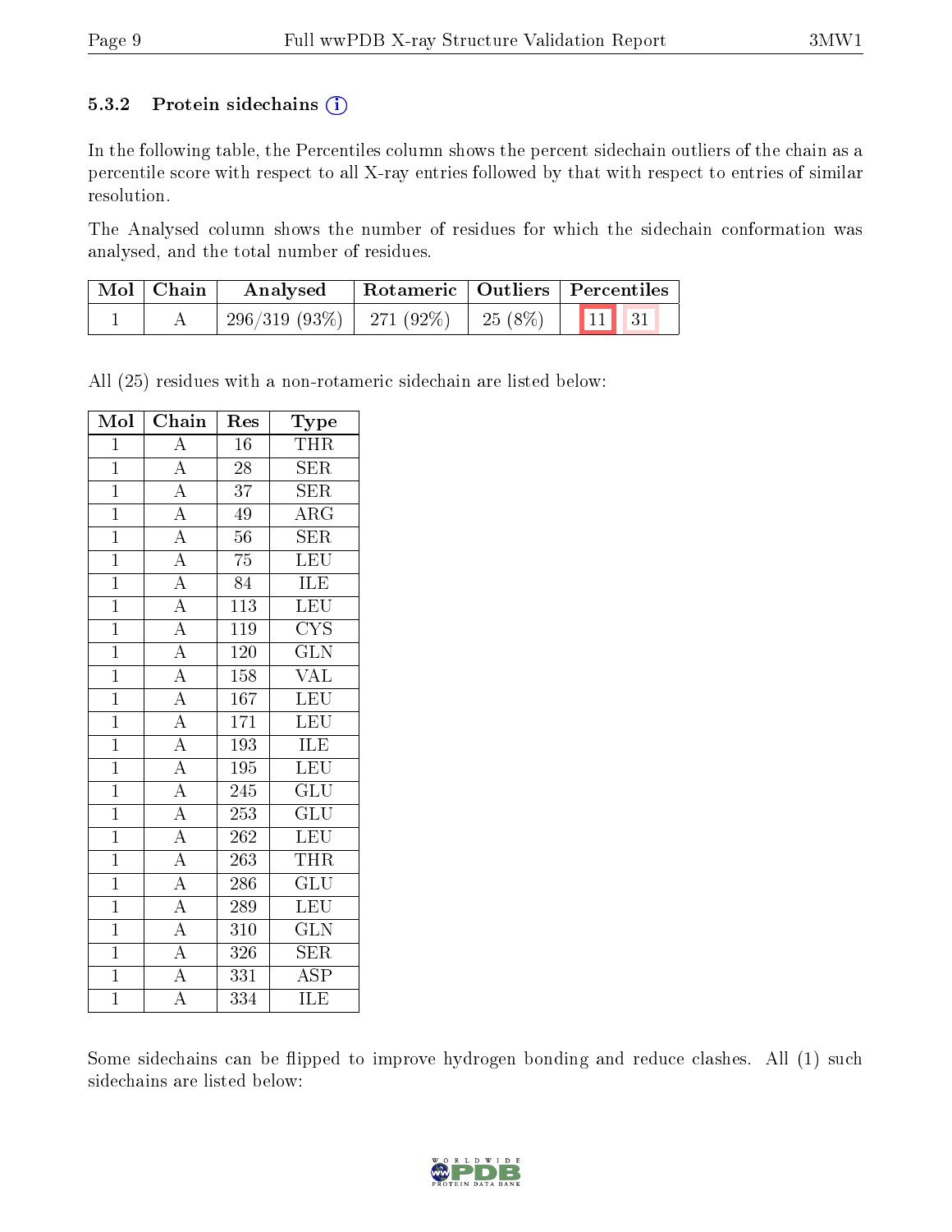### 5.3.2 Protein sidechains (i)

In the following table, the Percentiles column shows the percent sidechain outliers of the chain as a percentile score with respect to all X-ray entries followed by that with respect to entries of similar resolution.

The Analysed column shows the number of residues for which the sidechain conformation was analysed, and the total number of residues.

| Mol | Chain | Analysed | Rotameric | Outliers | Percentiles | |
|---|---|---|---|---|---|---|
| 1 | A | 296/319 (93%) | 271 (92%) | 25 (8%) | 11 | 31 |

All (25) residues with a non-rotameric sidechain are listed below:

| Mol | Chain | Res | Type |
|---|---|---|---|
| 1 | A | 16 | THR |
| 1 | A | 28 | SER |
| 1 | A | 37 | SER |
| 1 | A | 49 | ARG |
| 1 | A | 56 | SER |
| 1 | A | 75 | LEU |
| 1 | A | 84 | ILE |
| 1 | A | 113 | LEU |
| 1 | A | 119 | CYS |
| 1 | A | 120 | GLN |
| 1 | A | 158 | VAL |
| 1 | A | 167 | LEU |
| 1 | A | 171 | LEU |
| 1 | A | 193 | ILE |
| 1 | A | 195 | LEU |
| 1 | A | 245 | GLU |
| 1 | A | 253 | GLU |
| 1 | A | 262 | LEU |
| 1 | A | 263 | THR |
| 1 | A | 286 | GLU |
| 1 | A | 289 | LEU |
| 1 | A | 310 | GLN |
| 1 | A | 326 | SER |
| 1 | A | 331 | ASP |
| 1 | A | 334 | ILE |

Some sidechains can be flipped to improve hydrogen bonding and reduce clashes. All (1) such sidechains are listed below: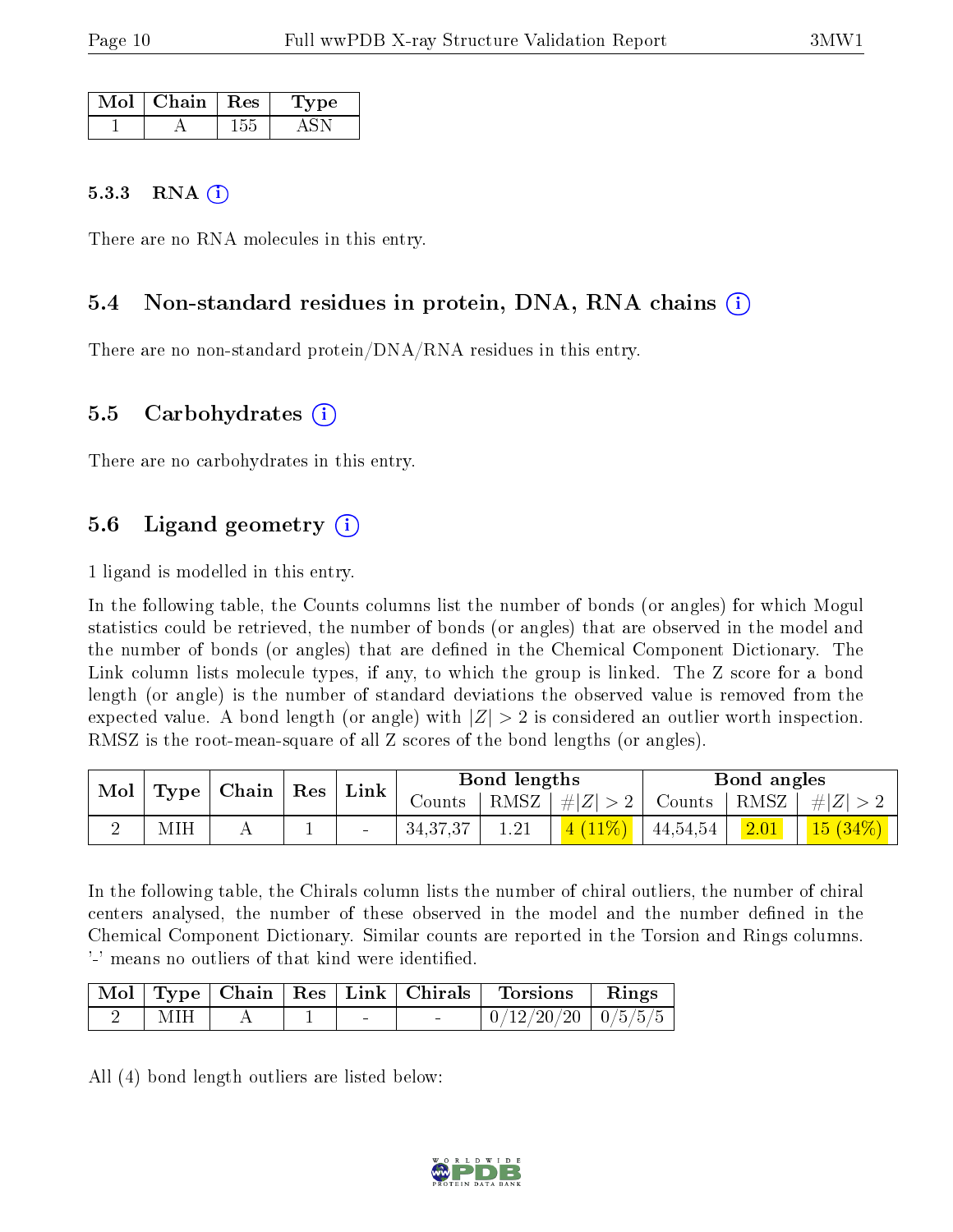| Mol | Chain | Res | Type |
|---|---|---|---|
| 1 | A | 155 | ASN |

#### 5.3.3 RNA (i)

There are no RNA molecules in this entry.

### 5.4 Non-standard residues in protein, DNA, RNA chains (i)

There are no non-standard protein/DNA/RNA residues in this entry.

### 5.5 Carbohydrates (i)

There are no carbohydrates in this entry.

### 5.6 Ligand geometry (i)

1 ligand is modelled in this entry.

In the following table, the Counts columns list the number of bonds (or angles) for which Mogul statistics could be retrieved, the number of bonds (or angles) that are observed in the model and the number of bonds (or angles) that are defined in the Chemical Component Dictionary. The Link column lists molecule types, if any, to which the group is linked. The Z score for a bond length (or angle) is the number of standard deviations the observed value is removed from the expected value. A bond length (or angle) with $|Z| > 2$ is considered an outlier worth inspection. RMSZ is the root-mean-square of all Z scores of the bond lengths (or angles).

| Mol | Type | Chain | Res | Link | Bond lengths | | | Bond angles | | |
|---|---|---|---|---|---|---|---|---|---|---|
| | | | | | Counts | RMSZ | $\#\|Z\| > 2$ | Counts | RMSZ | $\#\|Z\| > 2$ |
| 2 | MIH | A | 1 | - | 34,37,37 | 1.21 | 4 (11%) | 44,54,54 | 2.01 | 15 (34%) |

In the following table, the Chirals column lists the number of chiral outliers, the number of chiral centers analysed, the number of these observed in the model and the number defined in the Chemical Component Dictionary. Similar counts are reported in the Torsion and Rings columns. '-' means no outliers of that kind were identified.

| Mol | Type | Chain | Res | Link | Chirals | Torsions | Rings |
|---|---|---|---|---|---|---|---|
| 2 | MIH | A | 1 | - | - | 0/12/20/20 | 0/5/5/5 |

All (4) bond length outliers are listed below: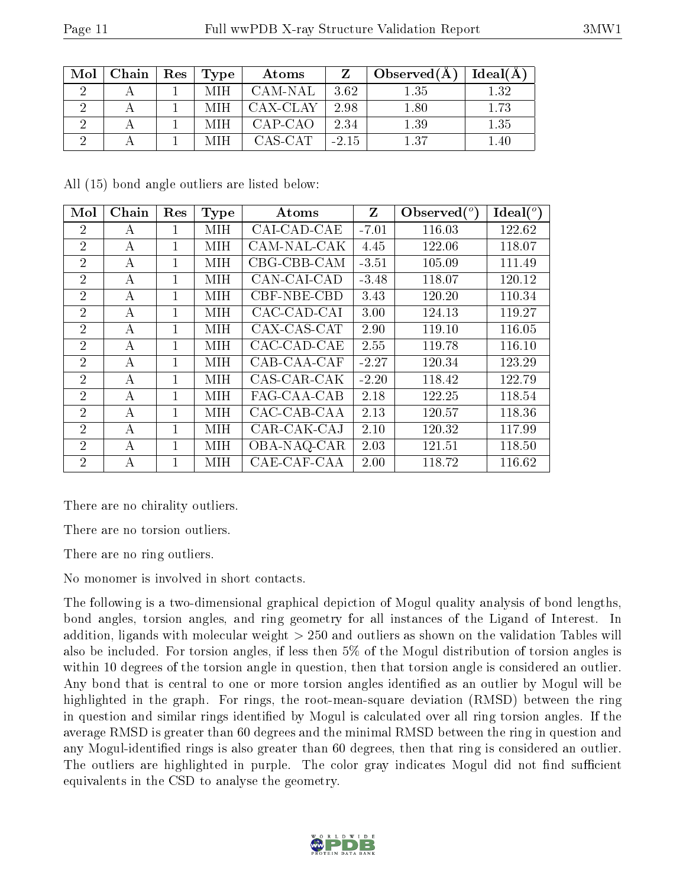| Mol | Chain | Res | Type | Atoms | Z | Observed(Å) | Ideal(Å) |
|---|---|---|---|---|---|---|---|
| 2 | A | 1 | MIH | CAM-NAL | 3.62 | 1.35 | 1.32 |
| 2 | A | 1 | MIH | CAX-CLAY | 2.98 | 1.80 | 1.73 |
| 2 | A | 1 | MIH | CAP-CAO | 2.34 | 1.39 | 1.35 |
| 2 | A | 1 | MIH | CAS-CAT | -2.15 | 1.37 | 1.40 |

All (15) bond angle outliers are listed below:

| Mol | Chain | Res | Type | Atoms | Z | Observed(°) | Ideal(°) |
|---|---|---|---|---|---|---|---|
| 2 | A | 1 | MIH | CAI-CAD-CAE | -7.01 | 116.03 | 122.62 |
| 2 | A | 1 | MIH | CAM-NAL-CAK | 4.45 | 122.06 | 118.07 |
| 2 | A | 1 | MIH | CBG-CBB-CAM | -3.51 | 105.09 | 111.49 |
| 2 | A | 1 | MIH | CAN-CAI-CAD | -3.48 | 118.07 | 120.12 |
| 2 | A | 1 | MIH | CBF-NBE-CBD | 3.43 | 120.20 | 110.34 |
| 2 | A | 1 | MIH | CAC-CAD-CAI | 3.00 | 124.13 | 119.27 |
| 2 | A | 1 | MIH | CAX-CAS-CAT | 2.90 | 119.10 | 116.05 |
| 2 | A | 1 | MIH | CAC-CAD-CAE | 2.55 | 119.78 | 116.10 |
| 2 | A | 1 | MIH | CAB-CAA-CAF | -2.27 | 120.34 | 123.29 |
| 2 | A | 1 | MIH | CAS-CAR-CAK | -2.20 | 118.42 | 122.79 |
| 2 | A | 1 | MIH | FAG-CAA-CAB | 2.18 | 122.25 | 118.54 |
| 2 | A | 1 | MIH | CAC-CAB-CAA | 2.13 | 120.57 | 118.36 |
| 2 | A | 1 | MIH | CAR-CAK-CAJ | 2.10 | 120.32 | 117.99 |
| 2 | A | 1 | MIH | OBA-NAQ-CAR | 2.03 | 121.51 | 118.50 |
| 2 | A | 1 | MIH | CAE-CAF-CAA | 2.00 | 118.72 | 116.62 |

There are no chirality outliers.

There are no torsion outliers.

There are no ring outliers.

No monomer is involved in short contacts.

The following is a two-dimensional graphical depiction of Mogul quality analysis of bond lengths, bond angles, torsion angles, and ring geometry for all instances of the Ligand of Interest. In addition, ligands with molecular weight > 250 and outliers as shown on the validation Tables will also be included. For torsion angles, if less then 5% of the Mogul distribution of torsion angles is within 10 degrees of the torsion angle in question, then that torsion angle is considered an outlier. Any bond that is central to one or more torsion angles identified as an outlier by Mogul will be highlighted in the graph. For rings, the root-mean-square deviation (RMSD) between the ring in question and similar rings identified by Mogul is calculated over all ring torsion angles. If the average RMSD is greater than 60 degrees and the minimal RMSD between the ring in question and any Mogul-identified rings is also greater than 60 degrees, then that ring is considered an outlier. The outliers are highlighted in purple. The color gray indicates Mogul did not find sufficient equivalents in the CSD to analyse the geometry.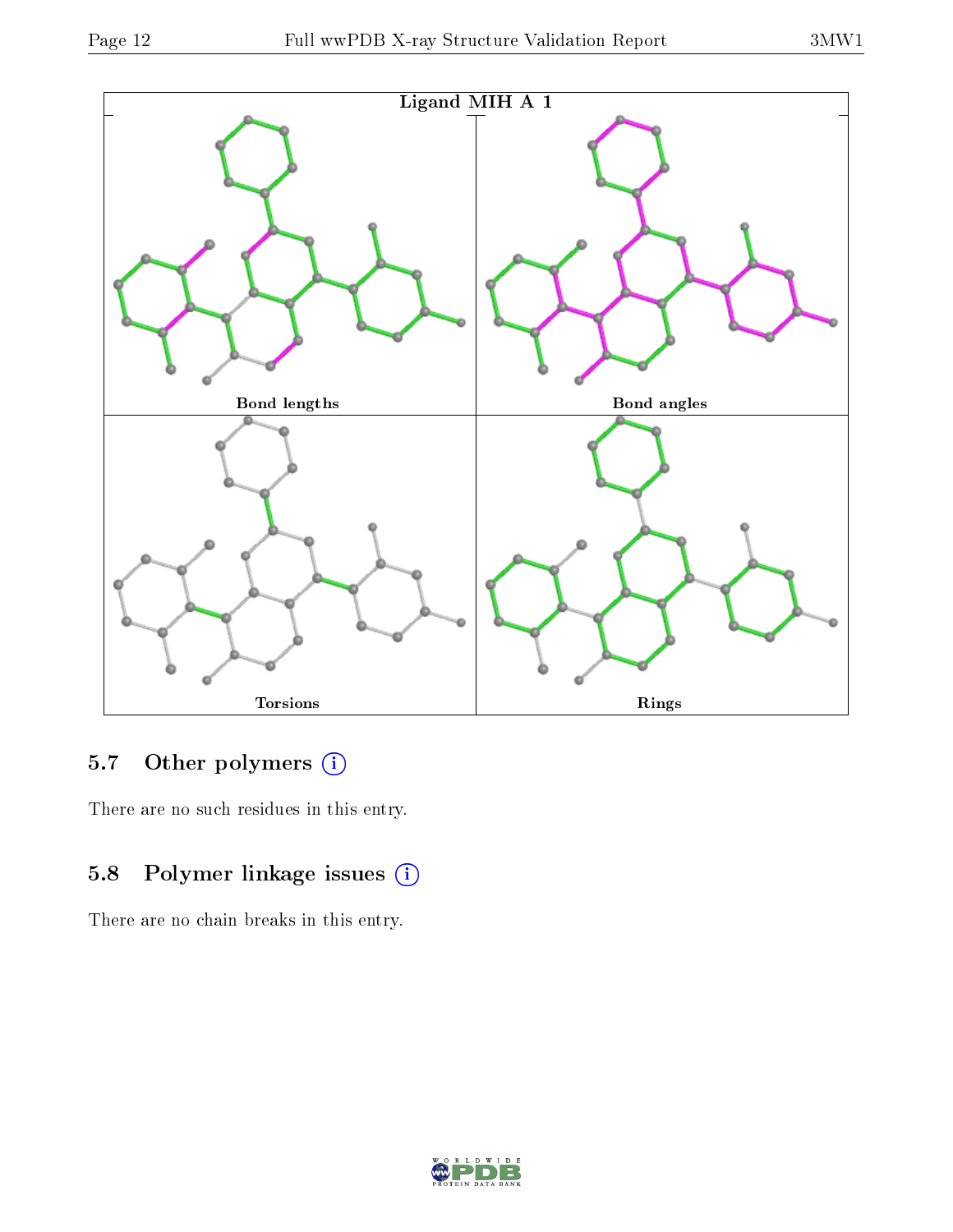Ligand MIH A 1

Bond lengths

Bond angles

Torsions

Rings

## 5.7 Other polymers (i)

There are no such residues in this entry.

## 5.8 Polymer linkage issues (i)

There are no chain breaks in this entry.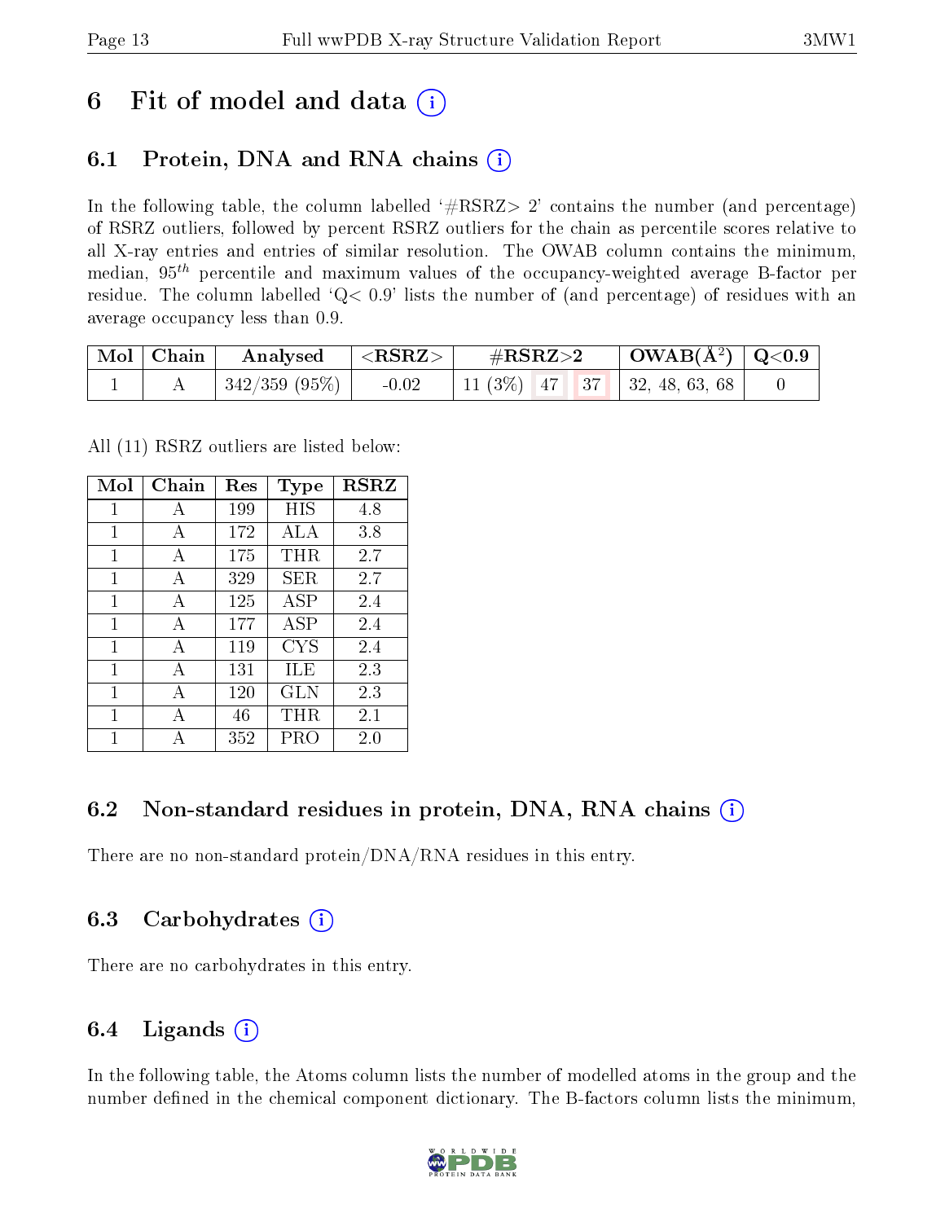# 6 Fit of model and data (i)

## 6.1 Protein, DNA and RNA chains (i)

In the following table, the column labelled '#RSRZ> 2' contains the number (and percentage) of RSRZ outliers, followed by percent RSRZ outliers for the chain as percentile scores relative to all X-ray entries and entries of similar resolution. The OWAB column contains the minimum, median, $95^{th}$ percentile and maximum values of the occupancy-weighted average B-factor per residue. The column labelled 'Q< 0.9' lists the number of (and percentage) of residues with an average occupancy less than 0.9.

| Mol | Chain | Analysed | <RSRZ> | #RSRZ>2 | | | OWAB(Å$^2$) | Q<0.9 |
|---|---|---|---|---|---|---|---|---|
| 1 | A | 342/359 (95%) | -0.02 | 11 (3%) | 47 | 37 | 32, 48, 63, 68 | 0 |

All (11) RSRZ outliers are listed below:

| Mol | Chain | Res | Type | RSRZ |
|---|---|---|---|---|
| 1 | A | 199 | HIS | 4.8 |
| 1 | A | 172 | ALA | 3.8 |
| 1 | A | 175 | THR | 2.7 |
| 1 | A | 329 | SER | 2.7 |
| 1 | A | 125 | ASP | 2.4 |
| 1 | A | 177 | ASP | 2.4 |
| 1 | A | 119 | CYS | 2.4 |
| 1 | A | 131 | ILE | 2.3 |
| 1 | A | 120 | GLN | 2.3 |
| 1 | A | 46 | THR | 2.1 |
| 1 | A | 352 | PRO | 2.0 |

## 6.2 Non-standard residues in protein, DNA, RNA chains (i)

There are no non-standard protein/DNA/RNA residues in this entry.

## 6.3 Carbohydrates (i)

There are no carbohydrates in this entry.

## 6.4 Ligands (i)

In the following table, the Atoms column lists the number of modelled atoms in the group and the number defined in the chemical component dictionary. The B-factors column lists the minimum,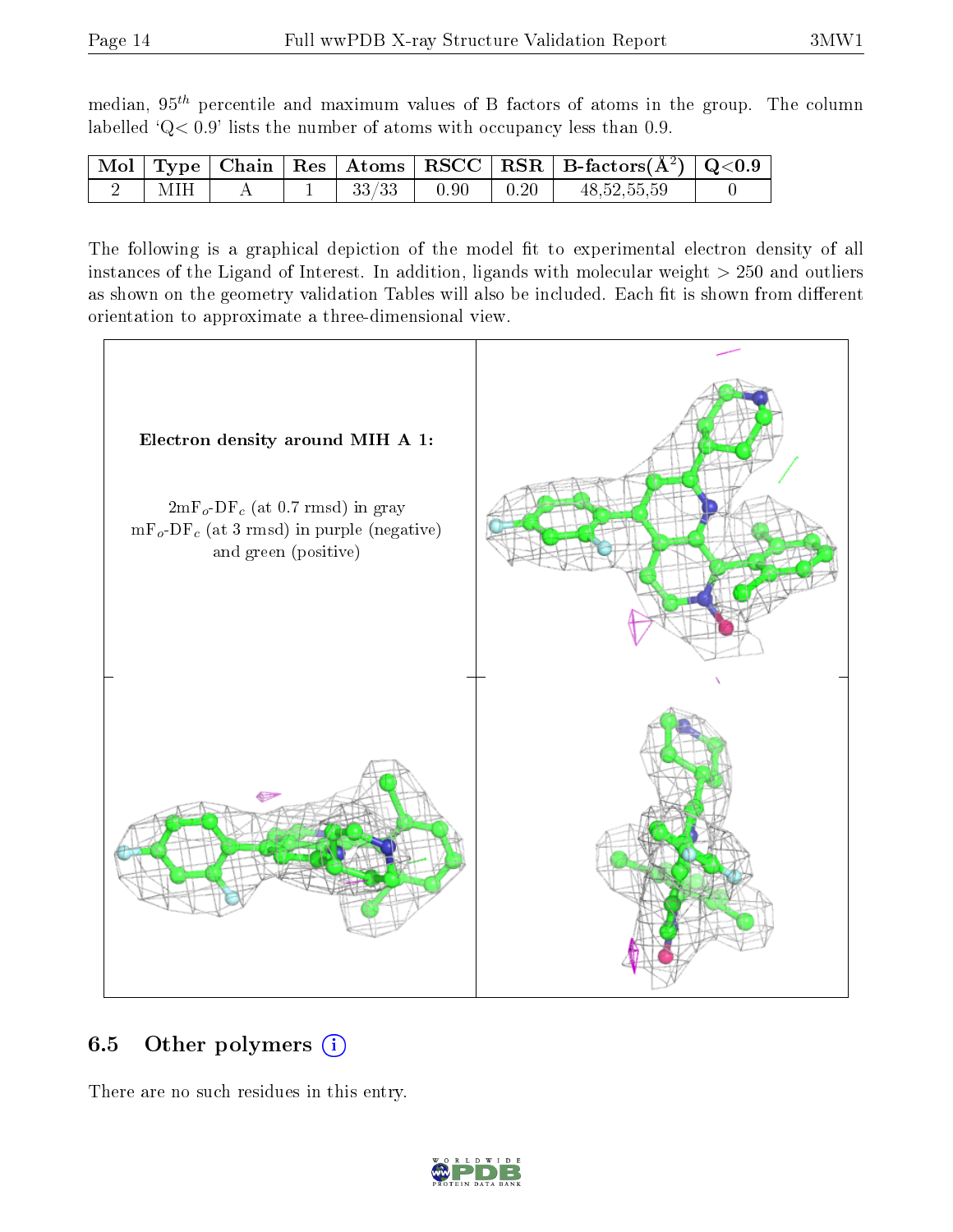median, $95^{th}$ percentile and maximum values of B factors of atoms in the group. The column labelled 'Q< 0.9' lists the number of atoms with occupancy less than 0.9.

| Mol | Type | Chain | Res | Atoms | RSCC | RSR | B-factors($Å^2$) | Q<0.9 |
|---|---|---|---|---|---|---|---|---|
| 2 | MIH | A | 1 | 33/33 | 0.90 | 0.20 | 48,52,55,59 | 0 |

The following is a graphical depiction of the model fit to experimental electron density of all instances of the Ligand of Interest. In addition, ligands with molecular weight > 250 and outliers as shown on the geometry validation Tables will also be included. Each fit is shown from different orientation to approximate a three-dimensional view.

**Electron density around MIH A 1:**

$2mF_o$-$DF_c$ (at 0.7 rmsd) in gray
$mF_o$-$DF_c$ (at 3 rmsd) in purple (negative) and green (positive)

## 6.5 Other polymers

There are no such residues in this entry.